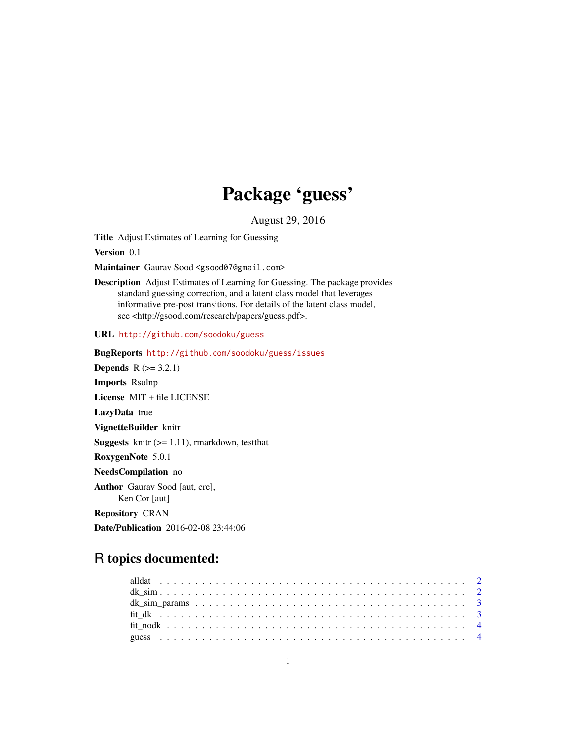# Package 'guess'

August 29, 2016

**Title** Adjust Estimates of Learning for Guessing

**Version** 0.1

**Maintainer** Gaurav Sood <gsood07@gmail.com>

**Description** Adjust Estimates of Learning for Guessing. The package provides standard guessing correction, and a latent class model that leverages informative pre-post transitions. For details of the latent class model, see <http://gsood.com/research/papers/guess.pdf>.

**URL** http://github.com/soodoku/guess

**BugReports** http://github.com/soodoku/guess/issues

**Depends** R (>= 3.2.1)

**Imports** Rsolnp

**License** MIT + file LICENSE

**LazyData** true

**VignetteBuilder** knitr

**Suggests** knitr (>= 1.11), rmarkdown, testthat

**RoxygenNote** 5.0.1

**NeedsCompilation** no

**Author** Gaurav Sood [aut, cre],
Ken Cor [aut]

**Repository** CRAN

**Date/Publication** 2016-02-08 23:44:06

## R topics documented:

- alldat . . . . . . . . . . . . . . . . . . . . . . . . . . . . . . . . . . . . . . . . . . . 2
- dk_sim . . . . . . . . . . . . . . . . . . . . . . . . . . . . . . . . . . . . . . . . . . . 2
- dk_sim_params . . . . . . . . . . . . . . . . . . . . . . . . . . . . . . . . . . . . . . 3
- fit_dk . . . . . . . . . . . . . . . . . . . . . . . . . . . . . . . . . . . . . . . . . . . 3
- fit_nodk . . . . . . . . . . . . . . . . . . . . . . . . . . . . . . . . . . . . . . . . . . 4
- guess . . . . . . . . . . . . . . . . . . . . . . . . . . . . . . . . . . . . . . . . . . . 4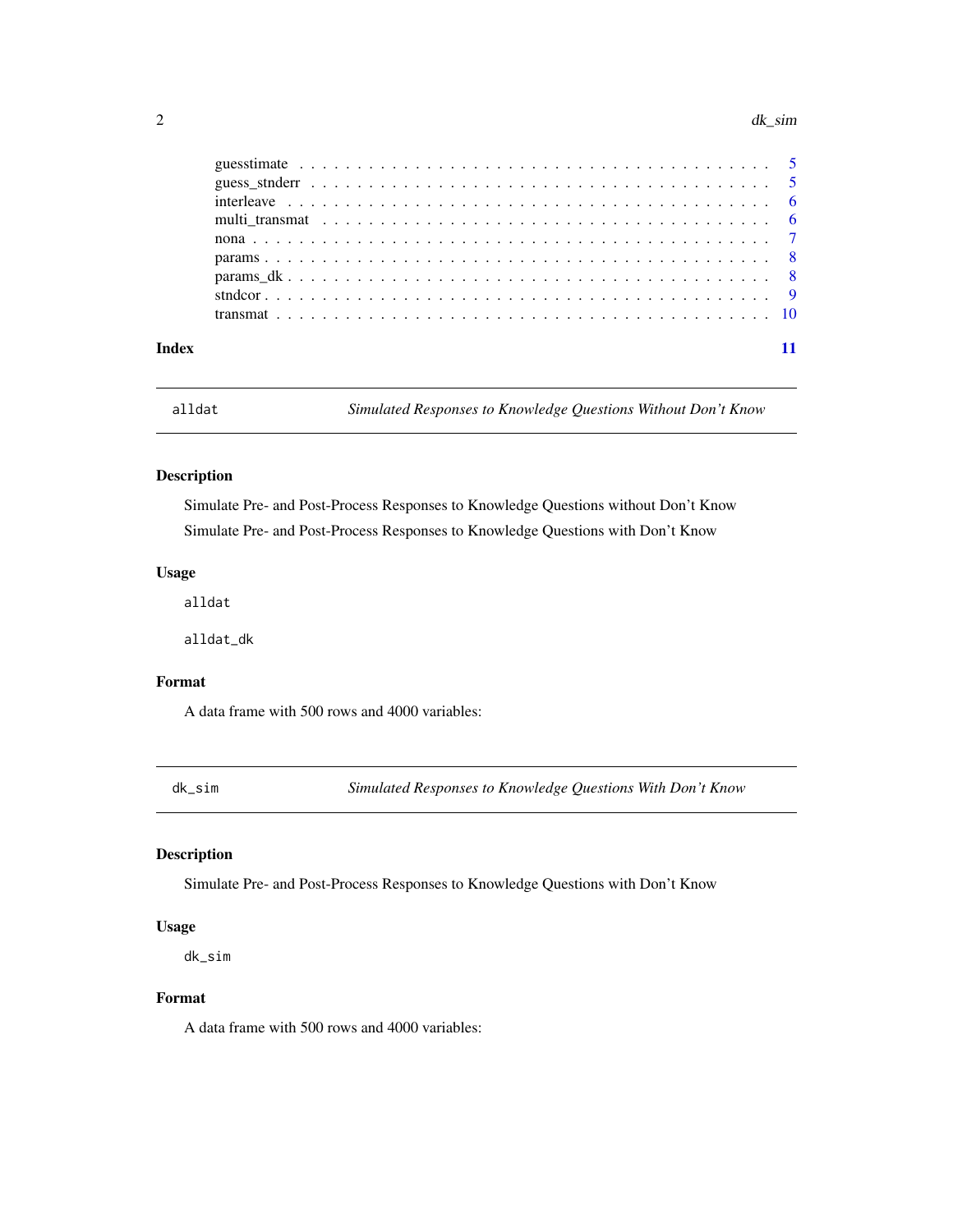guesstimate . . . . . . . . . . . . . . . . . . . . . . . . . . . . . . . . . . . . . 5
guess_stnderr . . . . . . . . . . . . . . . . . . . . . . . . . . . . . . . . . . . . 5
interleave . . . . . . . . . . . . . . . . . . . . . . . . . . . . . . . . . . . . . . 6
multi_transmat . . . . . . . . . . . . . . . . . . . . . . . . . . . . . . . . . . . 6
nona . . . . . . . . . . . . . . . . . . . . . . . . . . . . . . . . . . . . . . . . . 7
params . . . . . . . . . . . . . . . . . . . . . . . . . . . . . . . . . . . . . . . . 8
params_dk . . . . . . . . . . . . . . . . . . . . . . . . . . . . . . . . . . . . . . 8
stndcor . . . . . . . . . . . . . . . . . . . . . . . . . . . . . . . . . . . . . . . 9
transmat . . . . . . . . . . . . . . . . . . . . . . . . . . . . . . . . . . . . . . 10

**Index** **11**

---

## alldat — *Simulated Responses to Knowledge Questions Without Don't Know*

### Description

Simulate Pre- and Post-Process Responses to Knowledge Questions without Don't Know

Simulate Pre- and Post-Process Responses to Knowledge Questions with Don't Know

### Usage

```
alldat

alldat_dk
```

### Format

A data frame with 500 rows and 4000 variables:

---

## dk_sim — *Simulated Responses to Knowledge Questions With Don't Know*

### Description

Simulate Pre- and Post-Process Responses to Knowledge Questions with Don't Know

### Usage

```
dk_sim
```

### Format

A data frame with 500 rows and 4000 variables: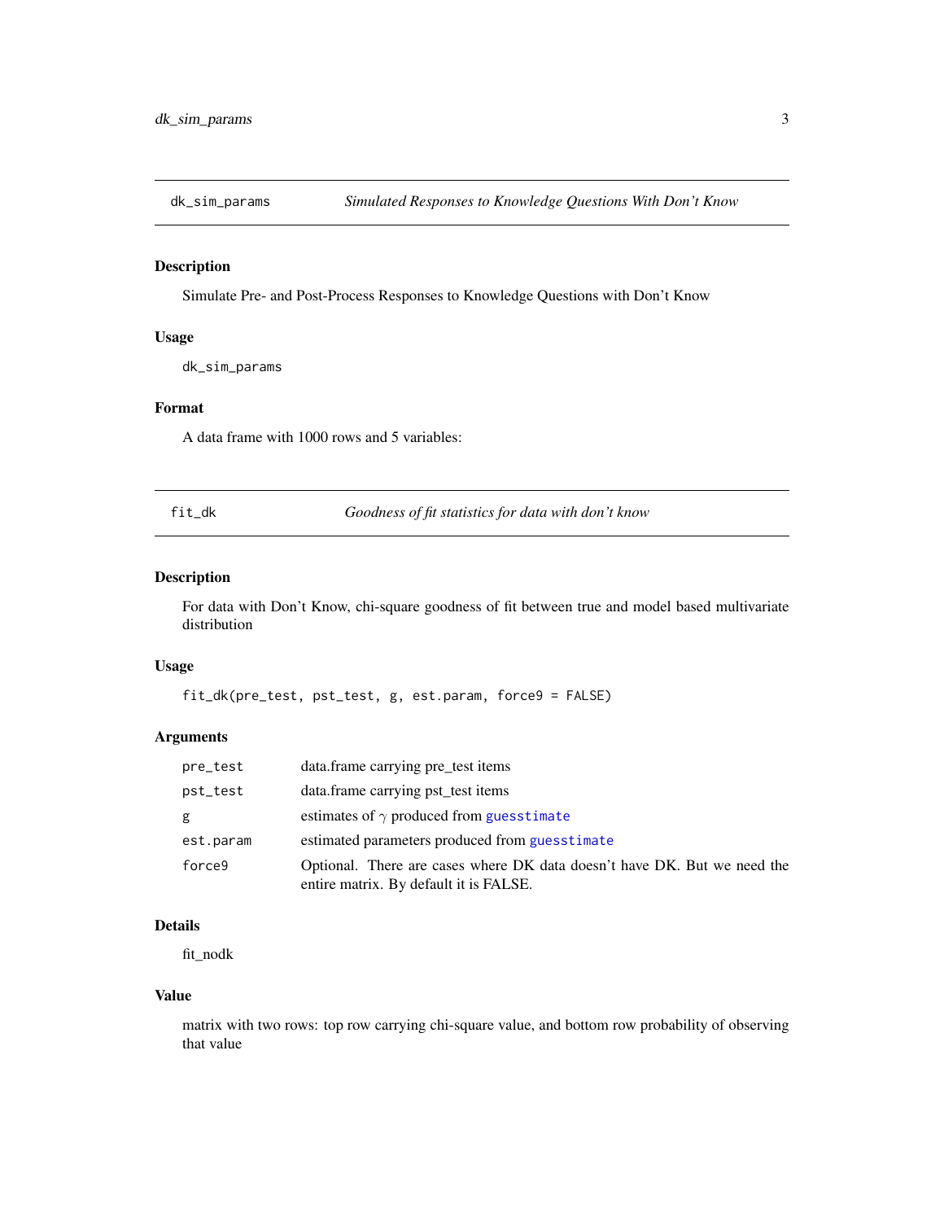## dk_sim_params — *Simulated Responses to Knowledge Questions With Don't Know*

### Description

Simulate Pre- and Post-Process Responses to Knowledge Questions with Don't Know

### Usage

```
dk_sim_params
```

### Format

A data frame with 1000 rows and 5 variables:

## fit_dk — *Goodness of fit statistics for data with don't know*

### Description

For data with Don't Know, chi-square goodness of fit between true and model based multivariate distribution

### Usage

```
fit_dk(pre_test, pst_test, g, est.param, force9 = FALSE)
```

### Arguments

| | |
|---|---|
| `pre_test` | data.frame carrying pre_test items |
| `pst_test` | data.frame carrying pst_test items |
| `g` | estimates of $\gamma$ produced from guesstimate |
| `est.param` | estimated parameters produced from guesstimate |
| `force9` | Optional. There are cases where DK data doesn't have DK. But we need the entire matrix. By default it is FALSE. |

### Details

fit_nodk

### Value

matrix with two rows: top row carrying chi-square value, and bottom row probability of observing that value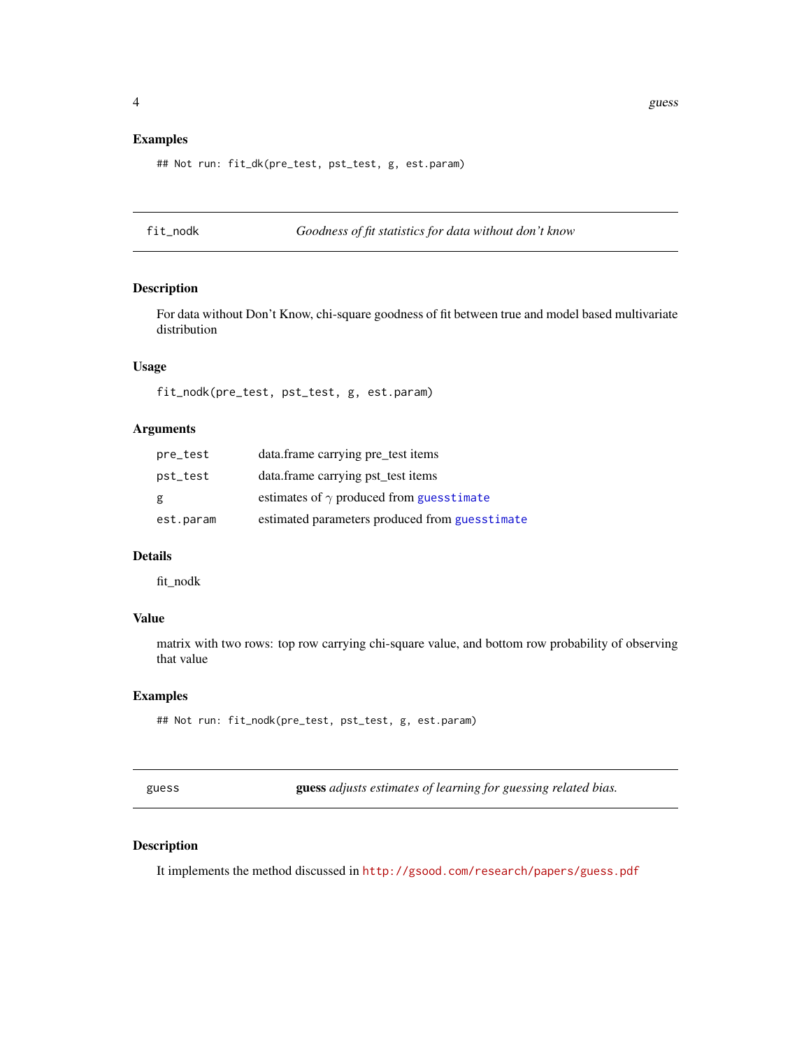### Examples

```
## Not run: fit_dk(pre_test, pst_test, g, est.param)
```

---

## fit_nodk — *Goodness of fit statistics for data without don't know*

### Description

For data without Don't Know, chi-square goodness of fit between true and model based multivariate distribution

### Usage

```
fit_nodk(pre_test, pst_test, g, est.param)
```

### Arguments

| | |
|---|---|
| `pre_test` | data.frame carrying pre_test items |
| `pst_test` | data.frame carrying pst_test items |
| `g` | estimates of $\gamma$ produced from `guesstimate` |
| `est.param` | estimated parameters produced from `guesstimate` |

### Details

fit_nodk

### Value

matrix with two rows: top row carrying chi-square value, and bottom row probability of observing that value

### Examples

```
## Not run: fit_nodk(pre_test, pst_test, g, est.param)
```

---

## guess — **guess** *adjusts estimates of learning for guessing related bias.*

### Description

It implements the method discussed in http://gsood.com/research/papers/guess.pdf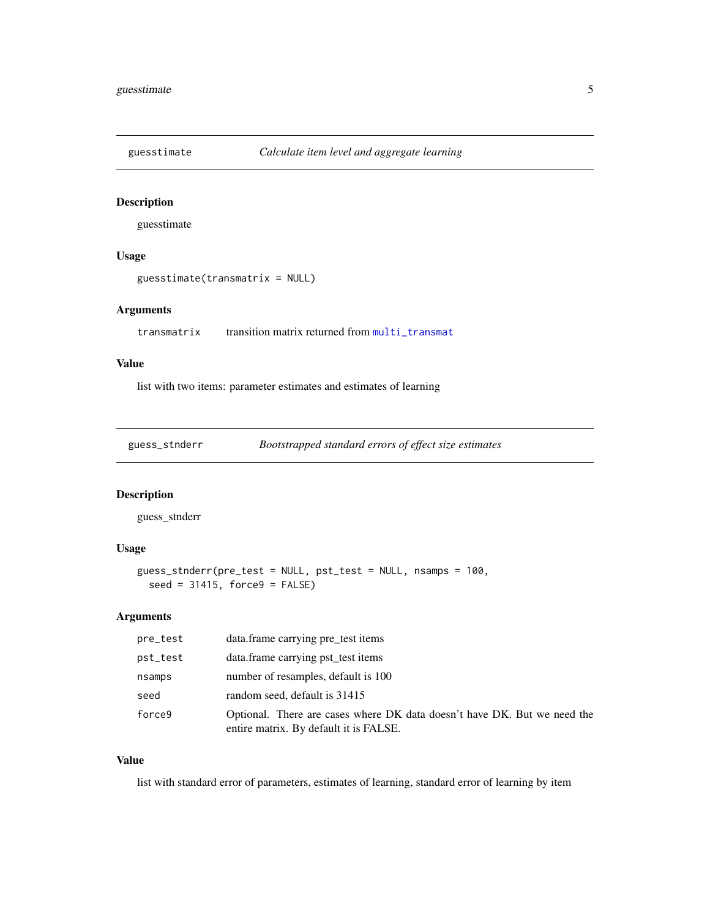## guesstimate — *Calculate item level and aggregate learning*

### Description

guesstimate

### Usage

```
guesstimate(transmatrix = NULL)
```

### Arguments

| | |
|---|---|
| transmatrix | transition matrix returned from multi_transmat |

### Value

list with two items: parameter estimates and estimates of learning

## guess_stnderr — *Bootstrapped standard errors of effect size estimates*

### Description

guess_stnderr

### Usage

```
guess_stnderr(pre_test = NULL, pst_test = NULL, nsamps = 100,
  seed = 31415, force9 = FALSE)
```

### Arguments

| | |
|---|---|
| pre_test | data.frame carrying pre_test items |
| pst_test | data.frame carrying pst_test items |
| nsamps | number of resamples, default is 100 |
| seed | random seed, default is 31415 |
| force9 | Optional. There are cases where DK data doesn't have DK. But we need the entire matrix. By default it is FALSE. |

### Value

list with standard error of parameters, estimates of learning, standard error of learning by item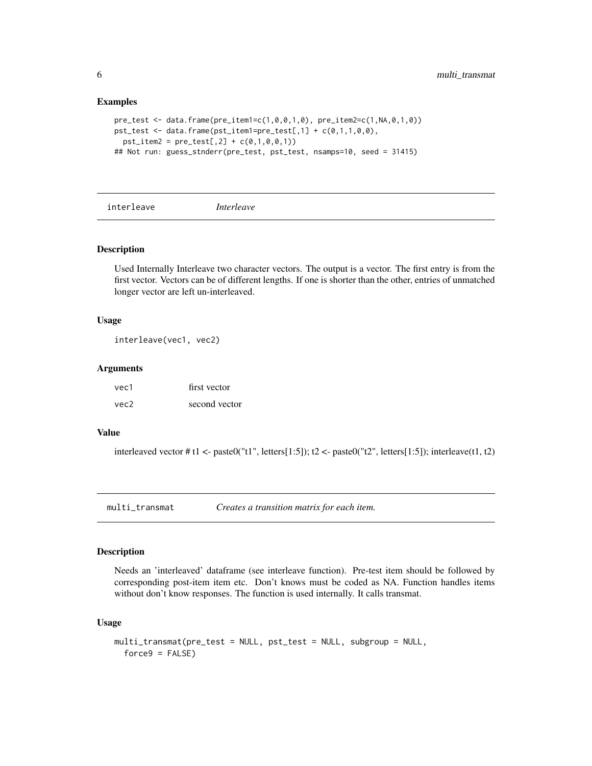### Examples

```
pre_test <- data.frame(pre_item1=c(1,0,0,1,0), pre_item2=c(1,NA,0,1,0))
pst_test <- data.frame(pst_item1=pre_test[,1] + c(0,1,1,0,0),
  pst_item2 = pre_test[,2] + c(0,1,0,0,1))
## Not run: guess_stnderr(pre_test, pst_test, nsamps=10, seed = 31415)
```

## interleave *Interleave*

### Description

Used Internally Interleave two character vectors. The output is a vector. The first entry is from the first vector. Vectors can be of different lengths. If one is shorter than the other, entries of unmatched longer vector are left un-interleaved.

### Usage

```
interleave(vec1, vec2)
```

### Arguments

| | |
|---|---|
| vec1 | first vector |
| vec2 | second vector |

### Value

interleaved vector # t1 <- paste0("t1", letters[1:5]); t2 <- paste0("t2", letters[1:5]); interleave(t1, t2)

## multi_transmat *Creates a transition matrix for each item.*

### Description

Needs an 'interleaved' dataframe (see interleave function). Pre-test item should be followed by corresponding post-item item etc. Don't knows must be coded as NA. Function handles items without don't know responses. The function is used internally. It calls transmat.

### Usage

```
multi_transmat(pre_test = NULL, pst_test = NULL, subgroup = NULL,
  force9 = FALSE)
```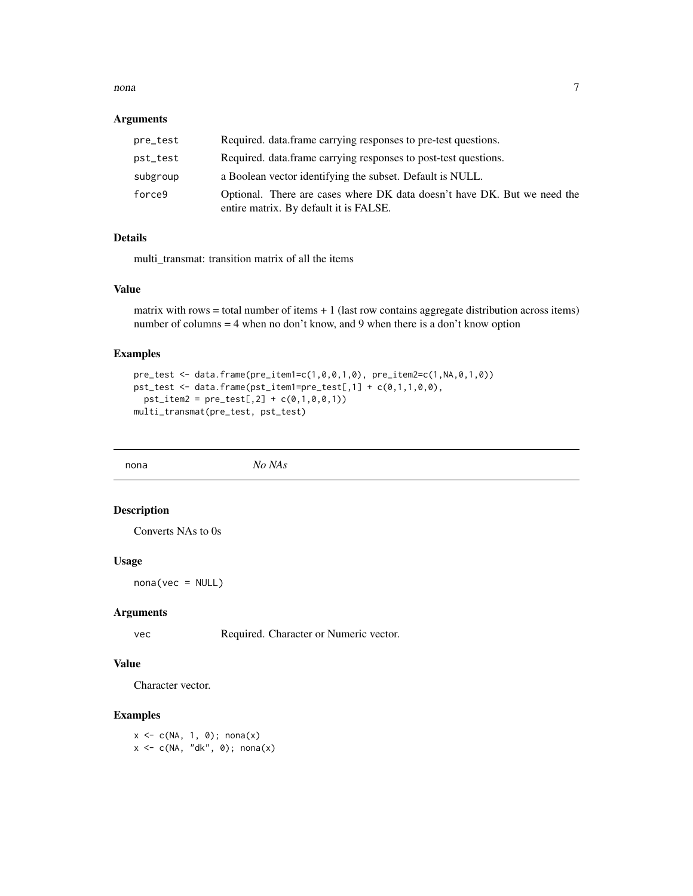### Arguments

| | |
|---|---|
| pre_test | Required. data.frame carrying responses to pre-test questions. |
| pst_test | Required. data.frame carrying responses to post-test questions. |
| subgroup | a Boolean vector identifying the subset. Default is NULL. |
| force9 | Optional. There are cases where DK data doesn't have DK. But we need the entire matrix. By default it is FALSE. |

### Details

multi_transmat: transition matrix of all the items

### Value

matrix with rows = total number of items + 1 (last row contains aggregate distribution across items) number of columns = 4 when no don't know, and 9 when there is a don't know option

### Examples

```
pre_test <- data.frame(pre_item1=c(1,0,0,1,0), pre_item2=c(1,NA,0,1,0))
pst_test <- data.frame(pst_item1=pre_test[,1] + c(0,1,1,0,0),
  pst_item2 = pre_test[,2] + c(0,1,0,0,1))
multi_transmat(pre_test, pst_test)
```

---

## nona — *No NAs*

### Description

Converts NAs to 0s

### Usage

```
nona(vec = NULL)
```

### Arguments

| | |
|---|---|
| vec | Required. Character or Numeric vector. |

### Value

Character vector.

### Examples

```
x <- c(NA, 1, 0); nona(x)
x <- c(NA, "dk", 0); nona(x)
```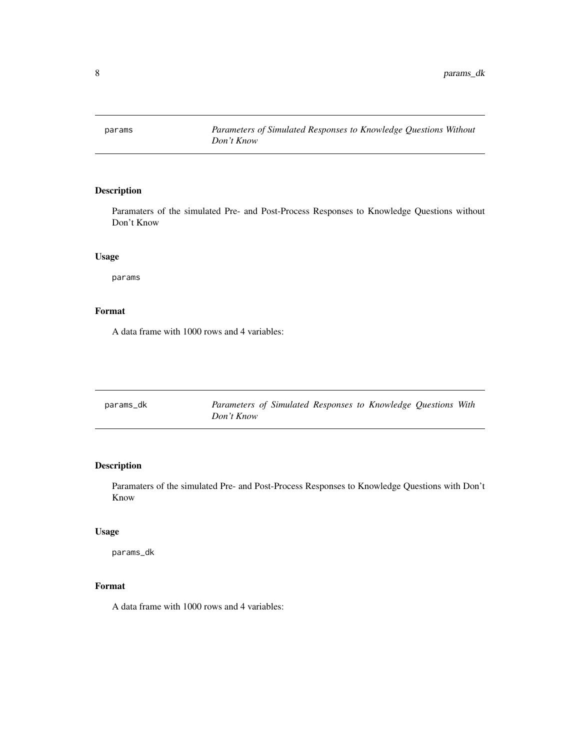## params — *Parameters of Simulated Responses to Knowledge Questions Without Don't Know*

### Description

Paramaters of the simulated Pre- and Post-Process Responses to Knowledge Questions without Don't Know

### Usage

```
params
```

### Format

A data frame with 1000 rows and 4 variables:

## params_dk — *Parameters of Simulated Responses to Knowledge Questions With Don't Know*

### Description

Paramaters of the simulated Pre- and Post-Process Responses to Knowledge Questions with Don't Know

### Usage

```
params_dk
```

### Format

A data frame with 1000 rows and 4 variables: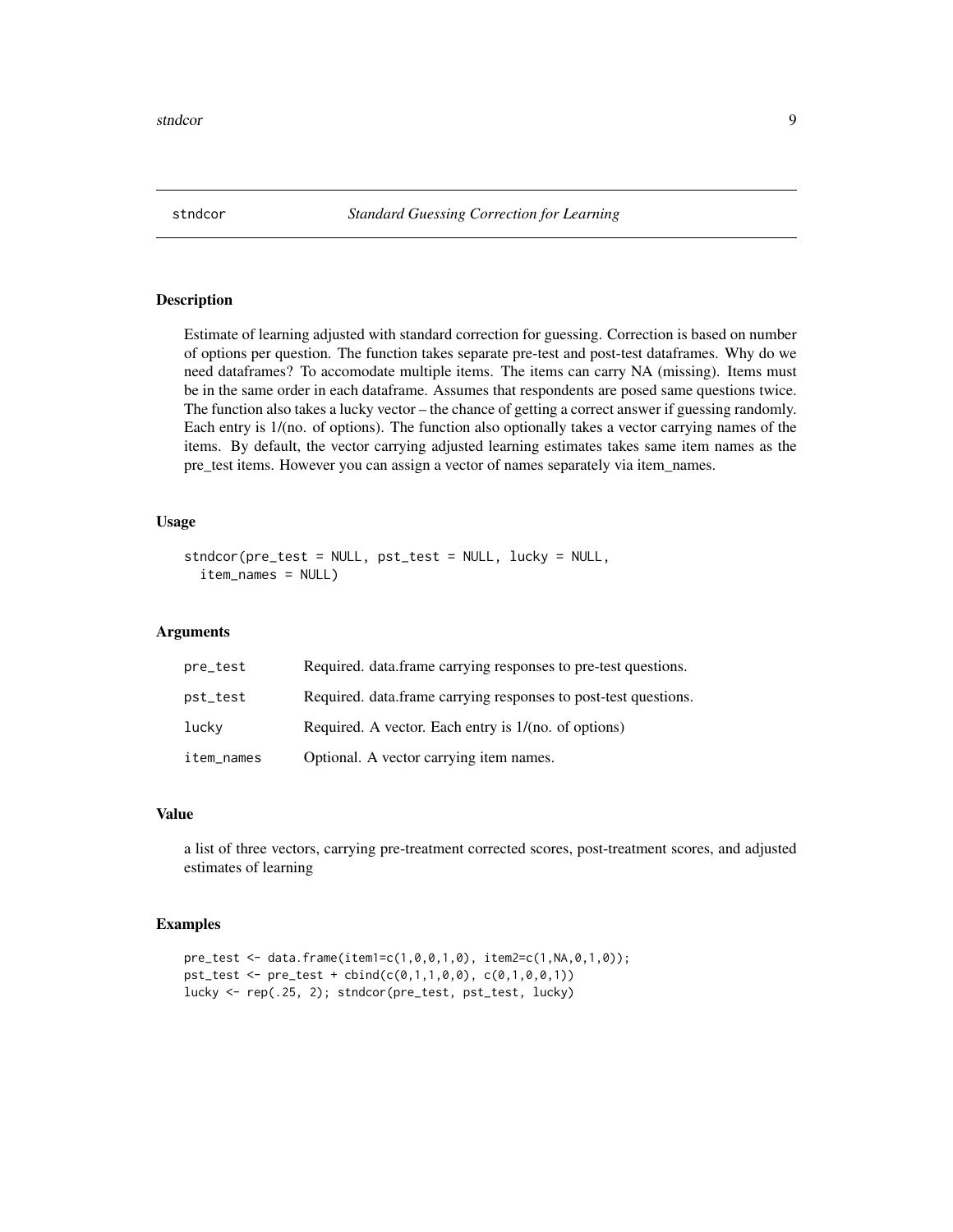# stndcor — *Standard Guessing Correction for Learning*

## Description

Estimate of learning adjusted with standard correction for guessing. Correction is based on number of options per question. The function takes separate pre-test and post-test dataframes. Why do we need dataframes? To accomodate multiple items. The items can carry NA (missing). Items must be in the same order in each dataframe. Assumes that respondents are posed same questions twice. The function also takes a lucky vector – the chance of getting a correct answer if guessing randomly. Each entry is 1/(no. of options). The function also optionally takes a vector carrying names of the items. By default, the vector carrying adjusted learning estimates takes same item names as the pre_test items. However you can assign a vector of names separately via item_names.

## Usage

```
stndcor(pre_test = NULL, pst_test = NULL, lucky = NULL,
  item_names = NULL)
```

## Arguments

| | |
|---|---|
| pre_test | Required. data.frame carrying responses to pre-test questions. |
| pst_test | Required. data.frame carrying responses to post-test questions. |
| lucky | Required. A vector. Each entry is 1/(no. of options) |
| item_names | Optional. A vector carrying item names. |

## Value

a list of three vectors, carrying pre-treatment corrected scores, post-treatment scores, and adjusted estimates of learning

## Examples

```
pre_test <- data.frame(item1=c(1,0,0,1,0), item2=c(1,NA,0,1,0));
pst_test <- pre_test + cbind(c(0,1,1,0,0), c(0,1,0,0,1))
lucky <- rep(.25, 2); stndcor(pre_test, pst_test, lucky)
```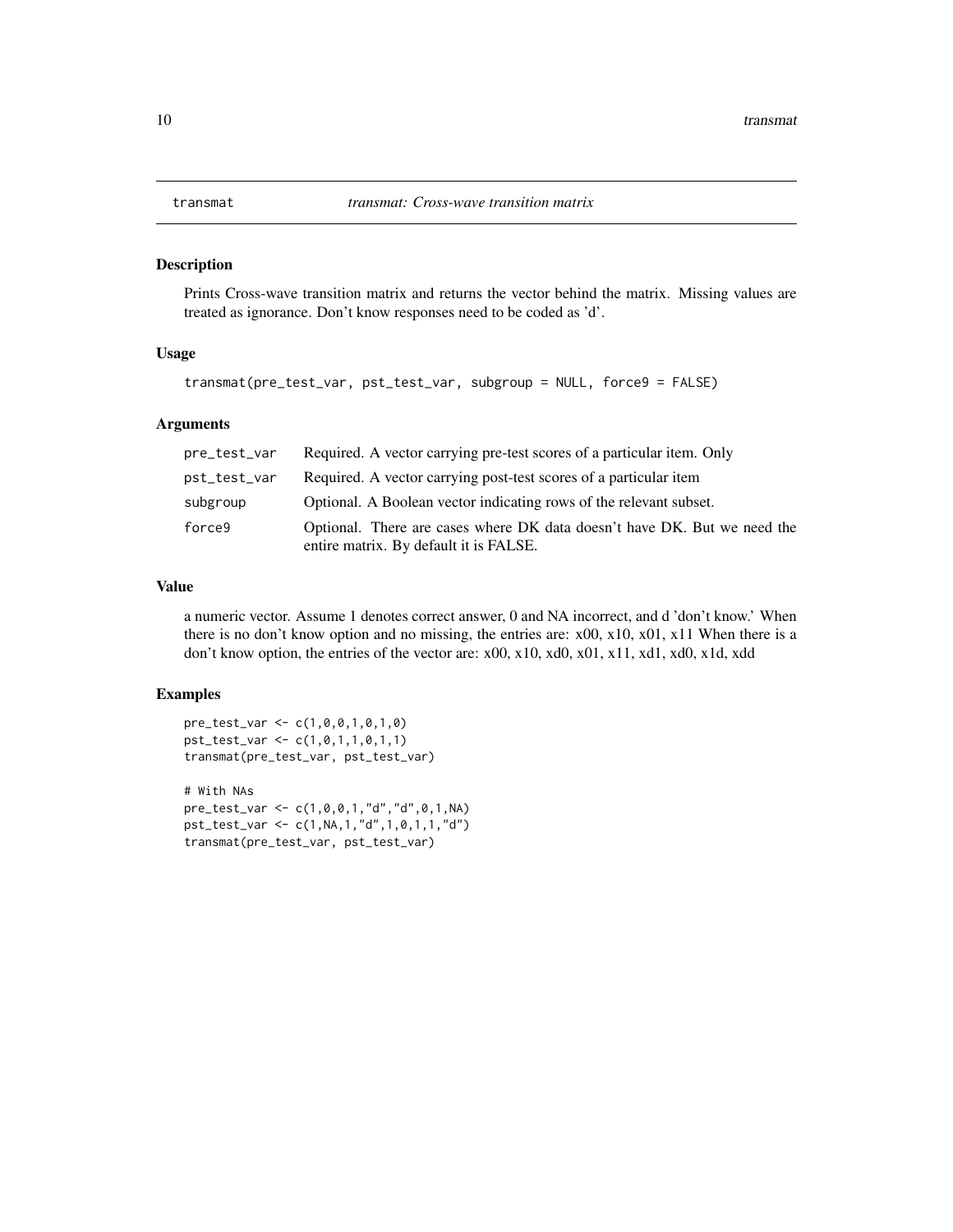transmat *transmat: Cross-wave transition matrix*

## Description

Prints Cross-wave transition matrix and returns the vector behind the matrix. Missing values are treated as ignorance. Don't know responses need to be coded as 'd'.

## Usage

```
transmat(pre_test_var, pst_test_var, subgroup = NULL, force9 = FALSE)
```

## Arguments

| | |
|---|---|
| pre_test_var | Required. A vector carrying pre-test scores of a particular item. Only |
| pst_test_var | Required. A vector carrying post-test scores of a particular item |
| subgroup | Optional. A Boolean vector indicating rows of the relevant subset. |
| force9 | Optional. There are cases where DK data doesn't have DK. But we need the entire matrix. By default it is FALSE. |

## Value

a numeric vector. Assume 1 denotes correct answer, 0 and NA incorrect, and d 'don't know.' When there is no don't know option and no missing, the entries are: x00, x10, x01, x11 When there is a don't know option, the entries of the vector are: x00, x10, xd0, x01, x11, xd1, xd0, x1d, xdd

## Examples

```
pre_test_var <- c(1,0,0,1,0,1,0)
pst_test_var <- c(1,0,1,1,0,1,1)
transmat(pre_test_var, pst_test_var)

# With NAs
pre_test_var <- c(1,0,0,1,"d","d",0,1,NA)
pst_test_var <- c(1,NA,1,"d",1,0,1,1,"d")
transmat(pre_test_var, pst_test_var)
```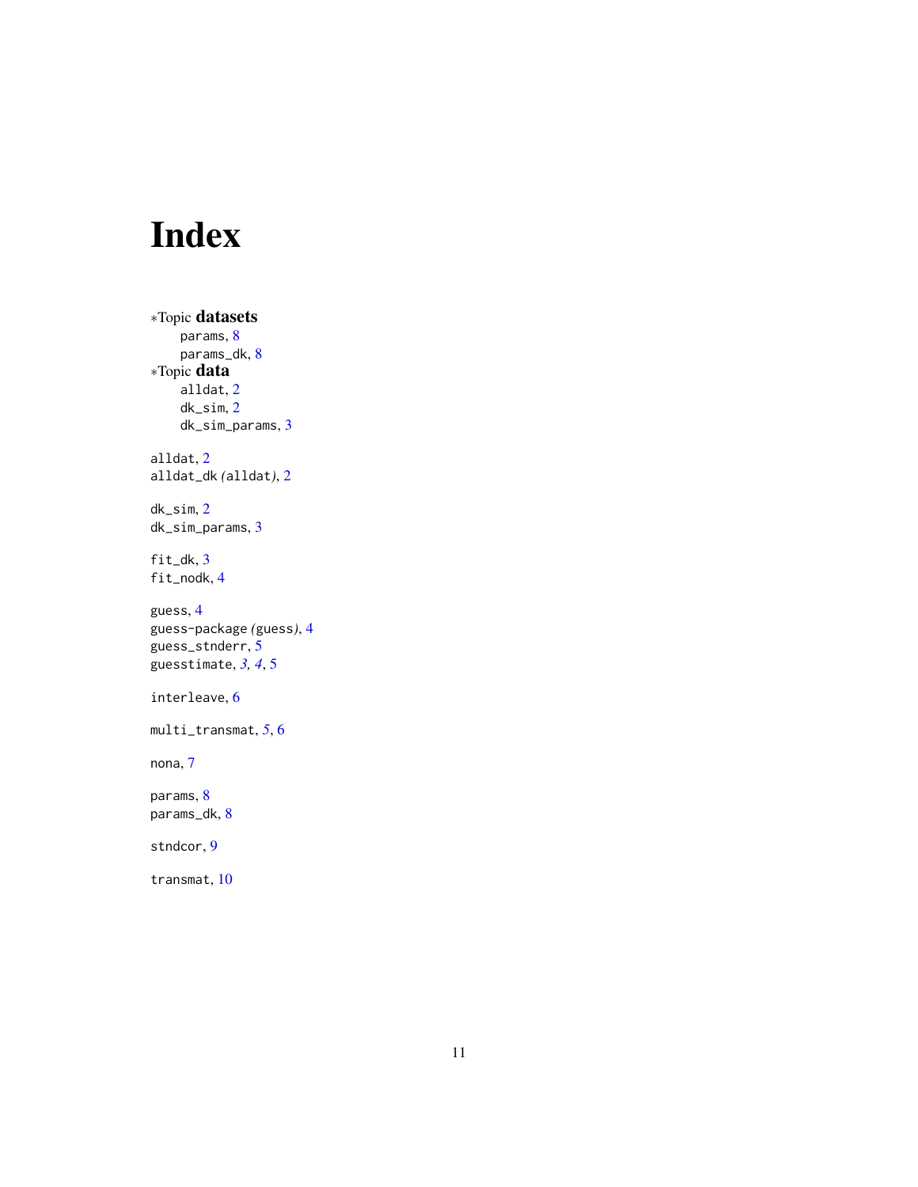# Index

*Topic **datasets**
  params, 8
  params_dk, 8
*Topic **data**
  alldat, 2
  dk_sim, 2
  dk_sim_params, 3

alldat, 2
alldat_dk *(*alldat*)*, 2

dk_sim, 2
dk_sim_params, 3

fit_dk, 3
fit_nodk, 4

guess, 4
guess-package *(*guess*)*, 4
guess_stnderr, 5
guesstimate, *3, 4*, 5

interleave, 6

multi_transmat, *5*, 6

nona, 7

params, 8
params_dk, 8

stndcor, 9

transmat, 10